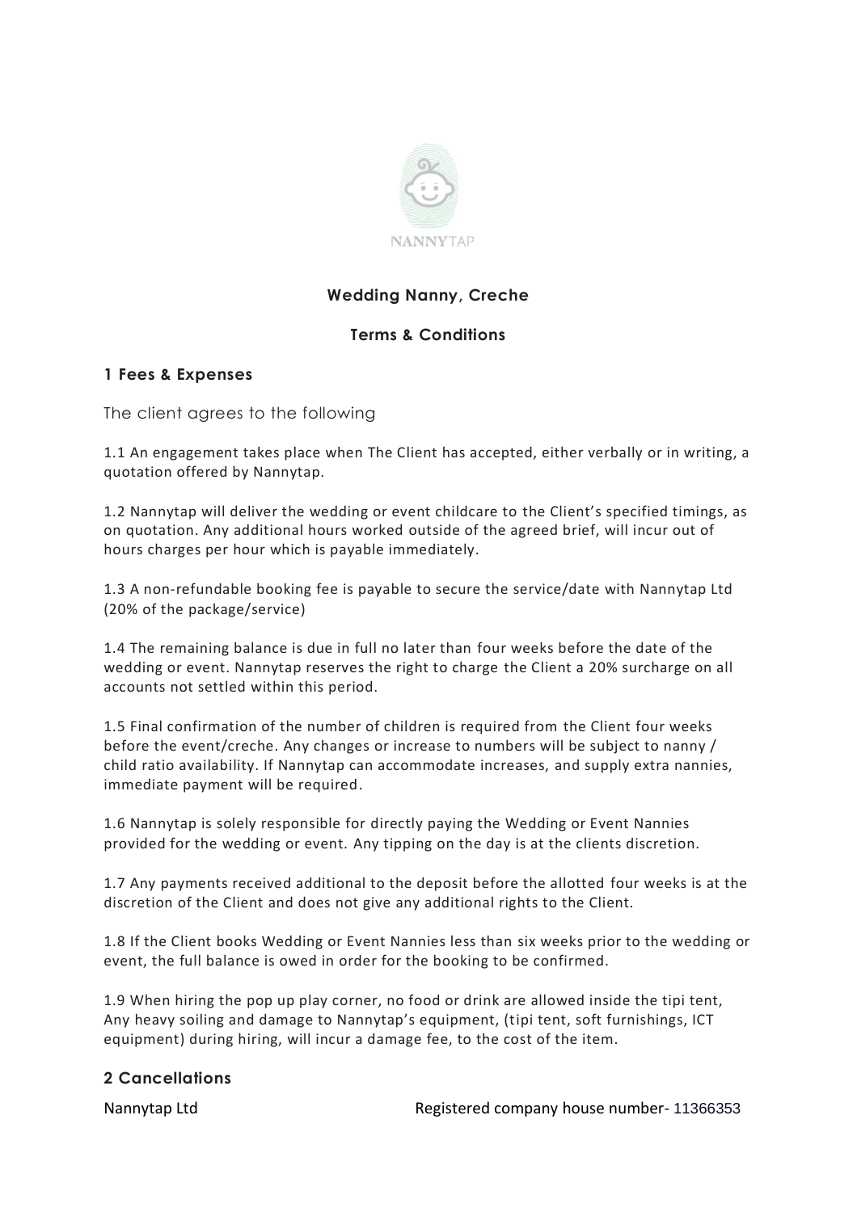NANNYTAP

## Wedding Nanny, Creche

## Terms & Conditions

### 1 Fees & Expenses

The client agrees to the following

1.1 An engagement takes place when The Client has accepted, either verbally or in writing, a quotation offered by Nannytap.

1.2 Nannytap will deliver the wedding or event childcare to the Client's specified timings, as on quotation. Any additional hours worked outside of the agreed brief, will incur out of hours charges per hour which is payable immediately.

1.3 A non-refundable booking fee is payable to secure the service/date with Nannytap Ltd (20% of the package/service)

1.4 The remaining balance is due in full no later than four weeks before the date of the wedding or event. Nannytap reserves the right to charge the Client a 20% surcharge on all accounts not settled within this period.

1.5 Final confirmation of the number of children is required from the Client four weeks before the event/creche. Any changes or increase to numbers will be subject to nanny / child ratio availability. If Nannytap can accommodate increases, and supply extra nannies, immediate payment will be required.

1.6 Nannytap is solely responsible for directly paying the Wedding or Event Nannies provided for the wedding or event. Any tipping on the day is at the clients discretion.

1.7 Any payments received additional to the deposit before the allotted four weeks is at the discretion of the Client and does not give any additional rights to the Client.

1.8 If the Client books Wedding or Event Nannies less than six weeks prior to the wedding or event, the full balance is owed in order for the booking to be confirmed.

1.9 When hiring the pop up play corner, no food or drink are allowed inside the tipi tent, Any heavy soiling and damage to Nannytap's equipment, (tipi tent, soft furnishings, ICT equipment) during hiring, will incur a damage fee, to the cost of the item.

### 2 Cancellations

Nannytap Ltd Registered company house number- 11366353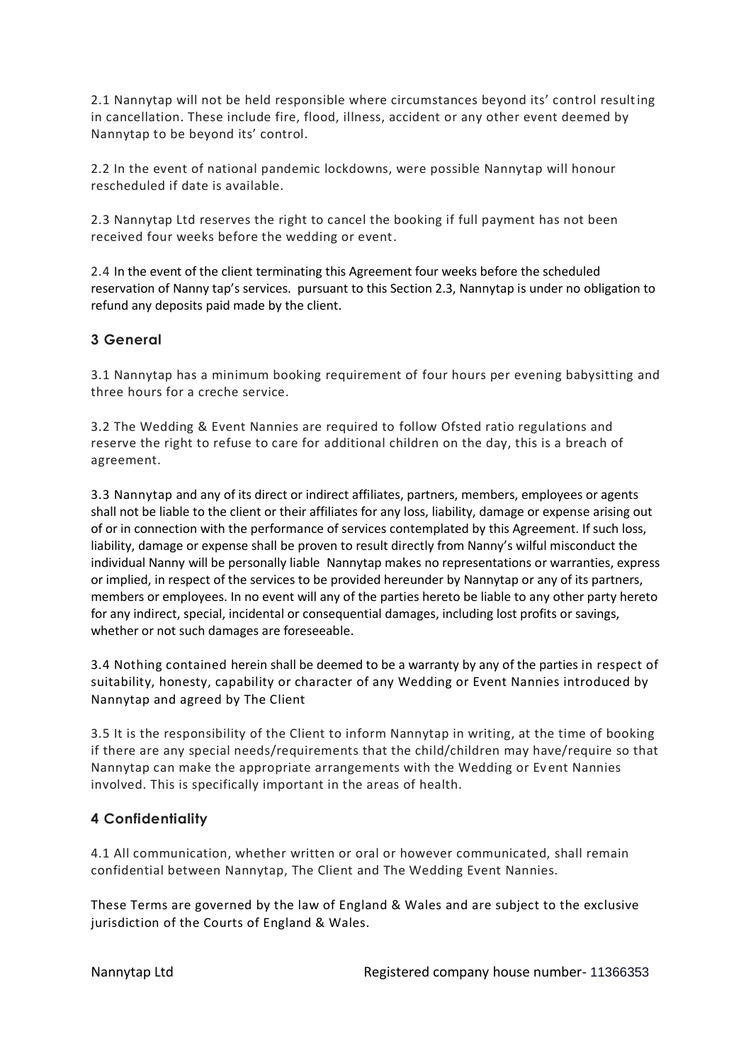2.1 Nannytap will not be held responsible where circumstances beyond its' control resulting in cancellation. These include fire, flood, illness, accident or any other event deemed by Nannytap to be beyond its' control.

2.2 In the event of national pandemic lockdowns, were possible Nannytap will honour rescheduled if date is available.

2.3 Nannytap Ltd reserves the right to cancel the booking if full payment has not been received four weeks before the wedding or event.

2.4 In the event of the client terminating this Agreement four weeks before the scheduled reservation of Nanny tap's services. pursuant to this Section 2.3, Nannytap is under no obligation to refund any deposits paid made by the client.

## 3 General

3.1 Nannytap has a minimum booking requirement of four hours per evening babysitting and three hours for a creche service.

3.2 The Wedding & Event Nannies are required to follow Ofsted ratio regulations and reserve the right to refuse to care for additional children on the day, this is a breach of agreement.

3.3 Nannytap and any of its direct or indirect affiliates, partners, members, employees or agents shall not be liable to the client or their affiliates for any loss, liability, damage or expense arising out of or in connection with the performance of services contemplated by this Agreement. If such loss, liability, damage or expense shall be proven to result directly from Nanny's wilful misconduct the individual Nanny will be personally liable Nannytap makes no representations or warranties, express or implied, in respect of the services to be provided hereunder by Nannytap or any of its partners, members or employees. In no event will any of the parties hereto be liable to any other party hereto for any indirect, special, incidental or consequential damages, including lost profits or savings, whether or not such damages are foreseeable.

3.4 Nothing contained herein shall be deemed to be a warranty by any of the parties in respect of suitability, honesty, capability or character of any Wedding or Event Nannies introduced by Nannytap and agreed by The Client

3.5 It is the responsibility of the Client to inform Nannytap in writing, at the time of booking if there are any special needs/requirements that the child/children may have/require so that Nannytap can make the appropriate arrangements with the Wedding or Event Nannies involved. This is specifically important in the areas of health.

## 4 Confidentiality

4.1 All communication, whether written or oral or however communicated, shall remain confidential between Nannytap, The Client and The Wedding Event Nannies.

These Terms are governed by the law of England & Wales and are subject to the exclusive jurisdiction of the Courts of England & Wales.

Nannytap Ltd Registered company house number- 11366353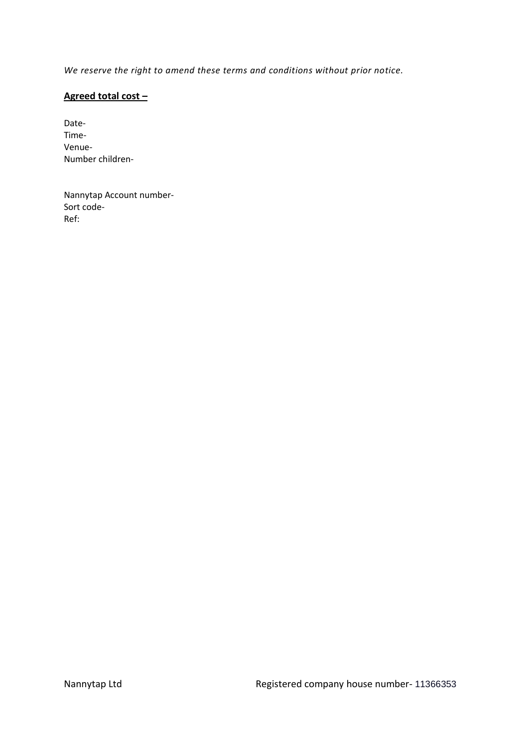*We reserve the right to amend these terms and conditions without prior notice.*

**<u>Agreed total cost –</u>**

Date-
Time-
Venue-
Number children-

Nannytap Account number-
Sort code-
Ref:

Nannytap Ltd Registered company house number- 11366353